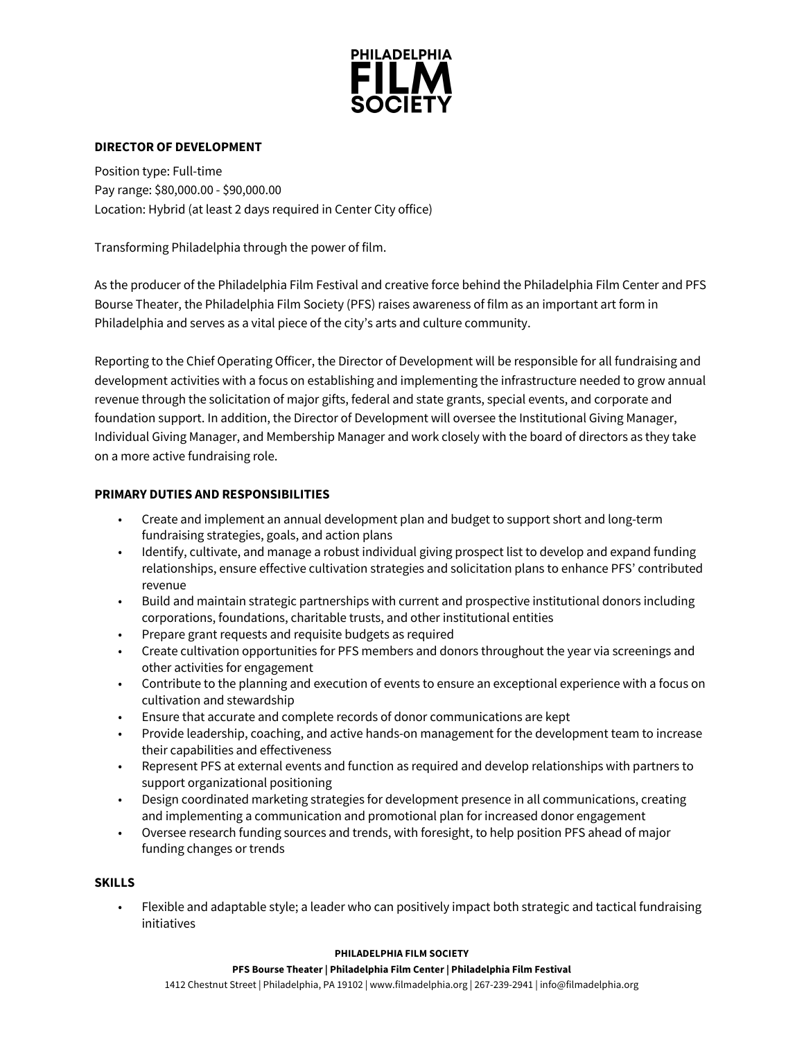# PHILADELPHIA FILM SOCIETY

## DIRECTOR OF DEVELOPMENT

Position type: Full-time
Pay range: $80,000.00 - $90,000.00
Location: Hybrid (at least 2 days required in Center City office)

Transforming Philadelphia through the power of film.

As the producer of the Philadelphia Film Festival and creative force behind the Philadelphia Film Center and PFS Bourse Theater, the Philadelphia Film Society (PFS) raises awareness of film as an important art form in Philadelphia and serves as a vital piece of the city's arts and culture community.

Reporting to the Chief Operating Officer, the Director of Development will be responsible for all fundraising and development activities with a focus on establishing and implementing the infrastructure needed to grow annual revenue through the solicitation of major gifts, federal and state grants, special events, and corporate and foundation support. In addition, the Director of Development will oversee the Institutional Giving Manager, Individual Giving Manager, and Membership Manager and work closely with the board of directors as they take on a more active fundraising role.

### PRIMARY DUTIES AND RESPONSIBILITIES

- Create and implement an annual development plan and budget to support short and long-term fundraising strategies, goals, and action plans
- Identify, cultivate, and manage a robust individual giving prospect list to develop and expand funding relationships, ensure effective cultivation strategies and solicitation plans to enhance PFS' contributed revenue
- Build and maintain strategic partnerships with current and prospective institutional donors including corporations, foundations, charitable trusts, and other institutional entities
- Prepare grant requests and requisite budgets as required
- Create cultivation opportunities for PFS members and donors throughout the year via screenings and other activities for engagement
- Contribute to the planning and execution of events to ensure an exceptional experience with a focus on cultivation and stewardship
- Ensure that accurate and complete records of donor communications are kept
- Provide leadership, coaching, and active hands-on management for the development team to increase their capabilities and effectiveness
- Represent PFS at external events and function as required and develop relationships with partners to support organizational positioning
- Design coordinated marketing strategies for development presence in all communications, creating and implementing a communication and promotional plan for increased donor engagement
- Oversee research funding sources and trends, with foresight, to help position PFS ahead of major funding changes or trends

### SKILLS

- Flexible and adaptable style; a leader who can positively impact both strategic and tactical fundraising initiatives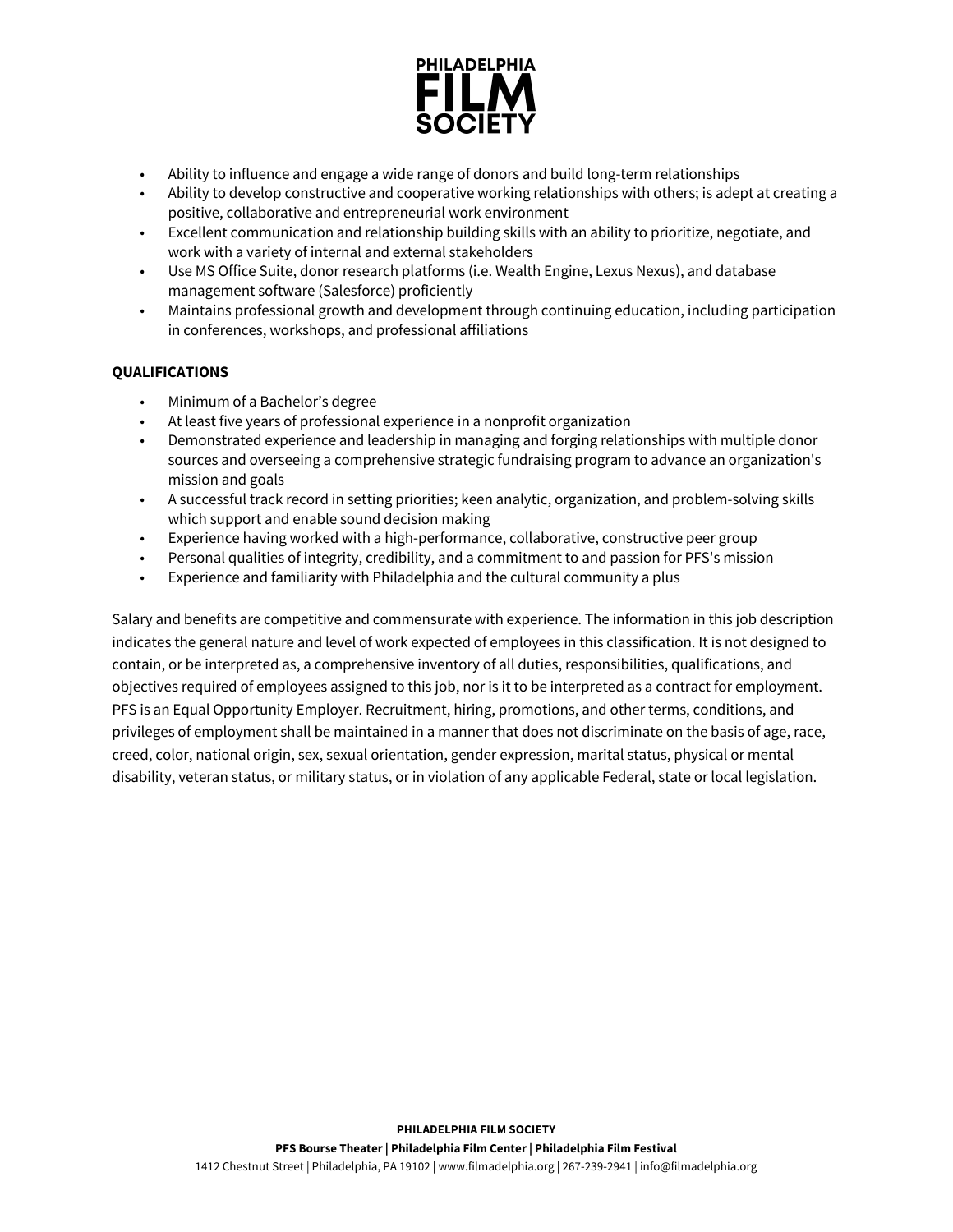- Ability to influence and engage a wide range of donors and build long-term relationships
- Ability to develop constructive and cooperative working relationships with others; is adept at creating a positive, collaborative and entrepreneurial work environment
- Excellent communication and relationship building skills with an ability to prioritize, negotiate, and work with a variety of internal and external stakeholders
- Use MS Office Suite, donor research platforms (i.e. Wealth Engine, Lexus Nexus), and database management software (Salesforce) proficiently
- Maintains professional growth and development through continuing education, including participation in conferences, workshops, and professional affiliations

**QUALIFICATIONS**

- Minimum of a Bachelor's degree
- At least five years of professional experience in a nonprofit organization
- Demonstrated experience and leadership in managing and forging relationships with multiple donor sources and overseeing a comprehensive strategic fundraising program to advance an organization's mission and goals
- A successful track record in setting priorities; keen analytic, organization, and problem-solving skills which support and enable sound decision making
- Experience having worked with a high-performance, collaborative, constructive peer group
- Personal qualities of integrity, credibility, and a commitment to and passion for PFS's mission
- Experience and familiarity with Philadelphia and the cultural community a plus

Salary and benefits are competitive and commensurate with experience. The information in this job description indicates the general nature and level of work expected of employees in this classification. It is not designed to contain, or be interpreted as, a comprehensive inventory of all duties, responsibilities, qualifications, and objectives required of employees assigned to this job, nor is it to be interpreted as a contract for employment. PFS is an Equal Opportunity Employer. Recruitment, hiring, promotions, and other terms, conditions, and privileges of employment shall be maintained in a manner that does not discriminate on the basis of age, race, creed, color, national origin, sex, sexual orientation, gender expression, marital status, physical or mental disability, veteran status, or military status, or in violation of any applicable Federal, state or local legislation.